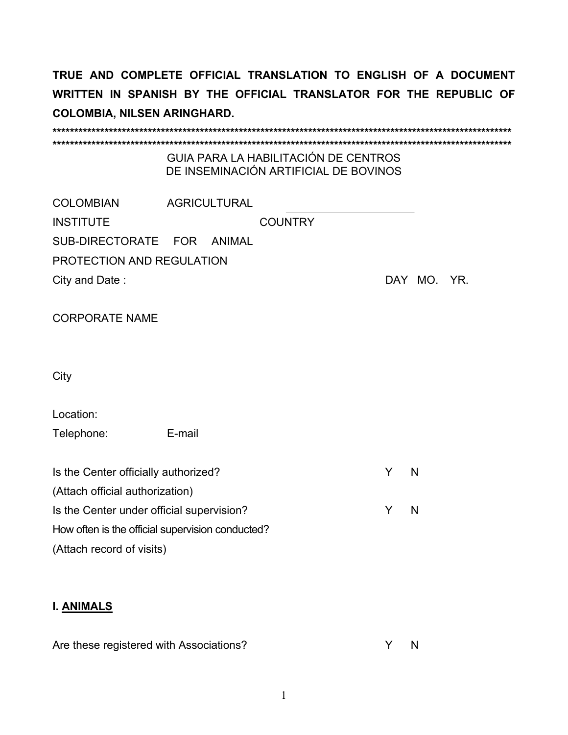**TRUE AND COMPLETE OFFICIAL TRANSLATION TO ENGLISH OF A DOCUMENT WRITTEN IN SPANISH BY THE OFFICIAL TRANSLATOR FOR THE REPUBLIC OF COLOMBIA, NILSEN ARINGHARD.**

**************************************************************************************************************
**************************************************************************************************************

GUIA PARA LA HABILITACIÓN DE CENTROS
DE INSEMINACIÓN ARTIFICIAL DE BOVINOS

COLOMBIAN AGRICULTURAL INSTITUTE

COUNTRY ____________________

SUB-DIRECTORATE FOR ANIMAL PROTECTION AND REGULATION

City and Date : DAY MO. YR.

CORPORATE NAME

City

Location:

Telephone: E-mail

Is the Center officially authorized? Y N

(Attach official authorization)

Is the Center under official supervision? Y N

How often is the official supervision conducted?

(Attach record of visits)

## I. ANIMALS

Are these registered with Associations? Y N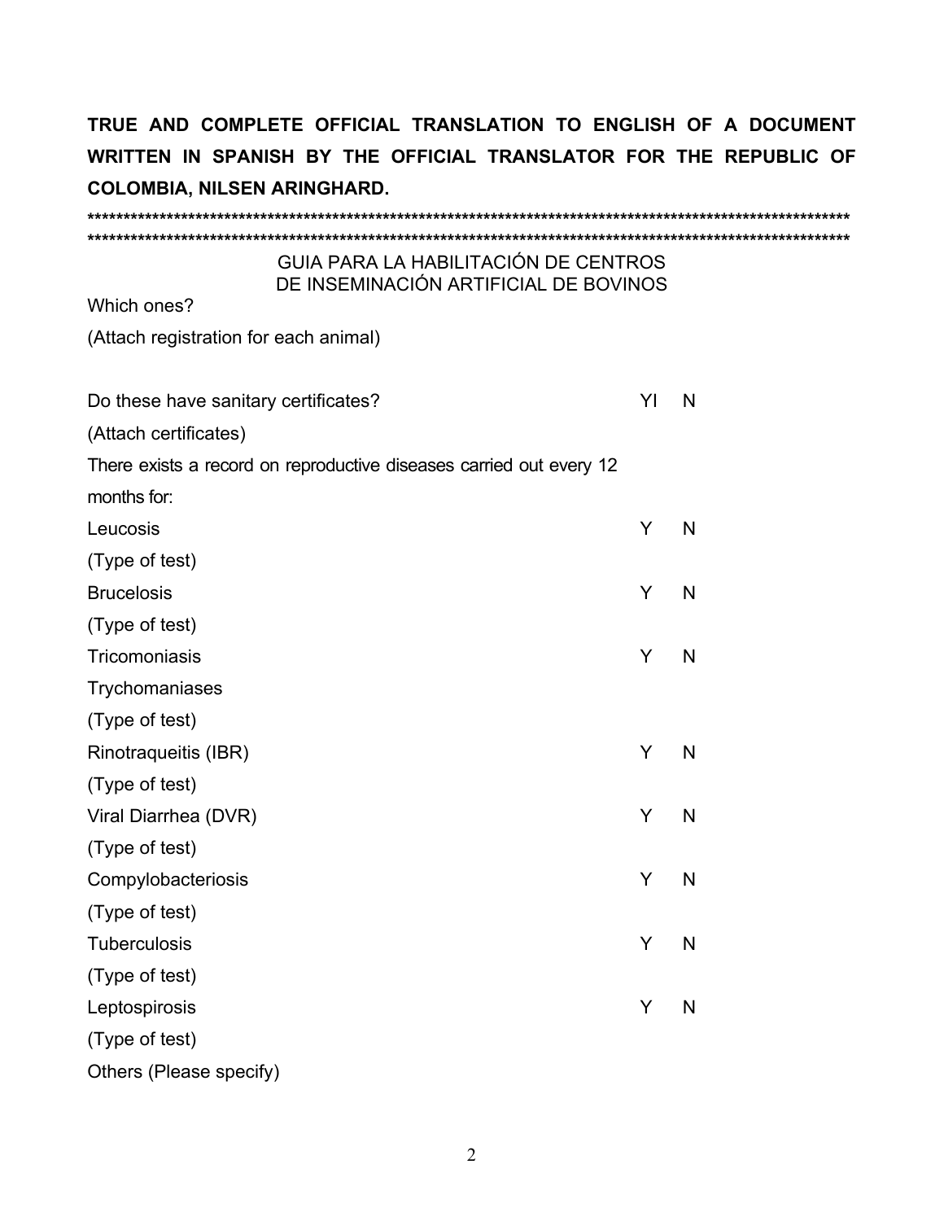**TRUE AND COMPLETE OFFICIAL TRANSLATION TO ENGLISH OF A DOCUMENT WRITTEN IN SPANISH BY THE OFFICIAL TRANSLATOR FOR THE REPUBLIC OF COLOMBIA, NILSEN ARINGHARD.**

**************************************************************************************************************
**************************************************************************************************************

GUIA PARA LA HABILITACIÓN DE CENTROS
DE INSEMINACIÓN ARTIFICIAL DE BOVINOS

Which ones?

(Attach registration for each animal)

| | | |
|---|---|---|
| Do these have sanitary certificates? | YI | N |
| (Attach certificates) | | |
| There exists a record on reproductive diseases carried out every 12 months for: | | |
| Leucosis | Y | N |
| (Type of test) | | |
| Brucelosis | Y | N |
| (Type of test) | | |
| Tricomoniasis | Y | N |
| Trychomaniases | | |
| (Type of test) | | |
| Rinotraqueitis (IBR) | Y | N |
| (Type of test) | | |
| Viral Diarrhea (DVR) | Y | N |
| (Type of test) | | |
| Compylobacteriosis | Y | N |
| (Type of test) | | |
| Tuberculosis | Y | N |
| (Type of test) | | |
| Leptospirosis | Y | N |
| (Type of test) | | |
| Others (Please specify) | | |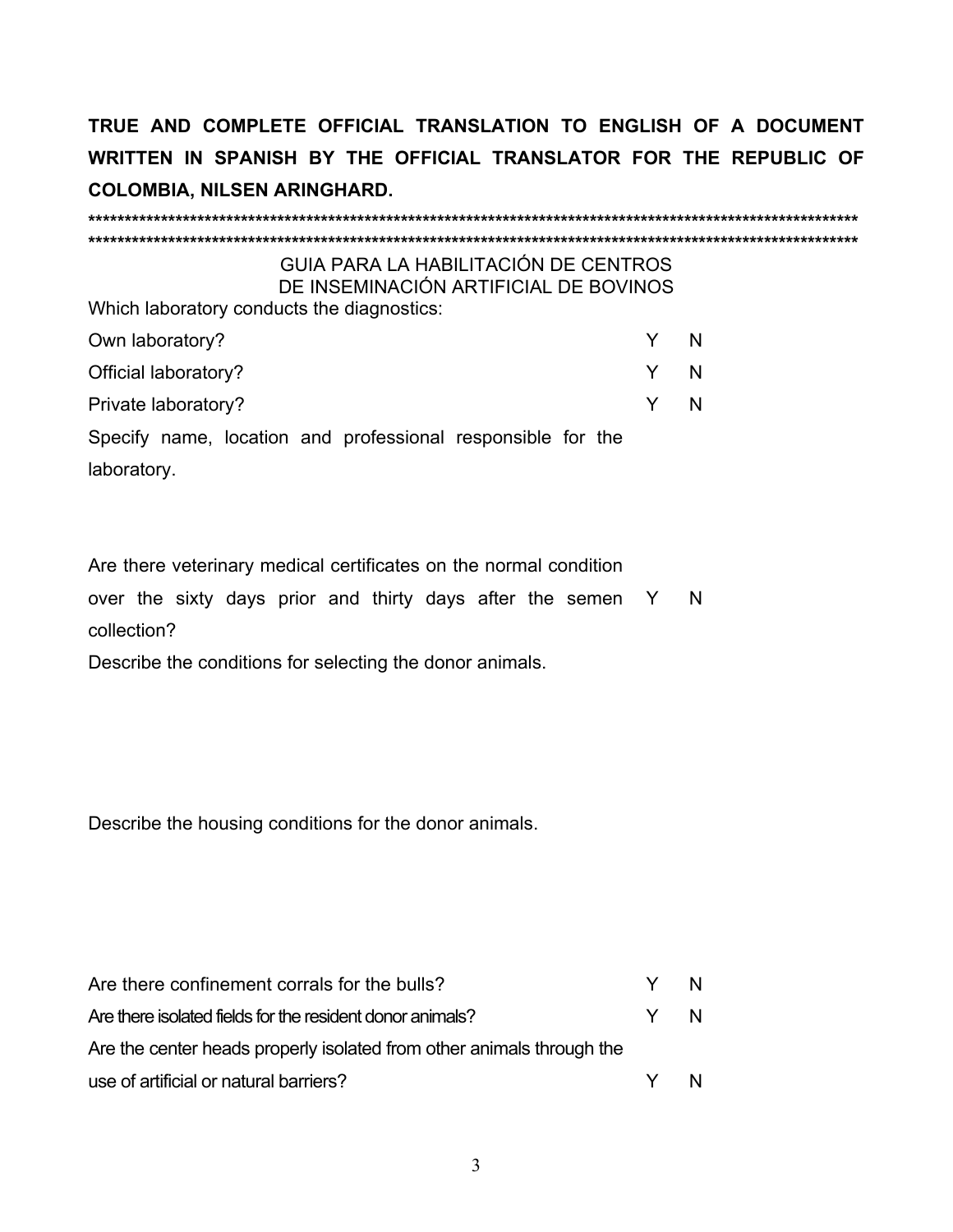**TRUE AND COMPLETE OFFICIAL TRANSLATION TO ENGLISH OF A DOCUMENT WRITTEN IN SPANISH BY THE OFFICIAL TRANSLATOR FOR THE REPUBLIC OF COLOMBIA, NILSEN ARINGHARD.**

****************************************************************************************************************
****************************************************************************************************************

GUIA PARA LA HABILITACIÓN DE CENTROS DE INSEMINACIÓN ARTIFICIAL DE BOVINOS

Which laboratory conducts the diagnostics:

| | | |
|---|---|---|
| Own laboratory? | Y | N |
| Official laboratory? | Y | N |
| Private laboratory? | Y | N |

Specify name, location and professional responsible for the laboratory.

Are there veterinary medical certificates on the normal condition over the sixty days prior and thirty days after the semen collection? Y N

Describe the conditions for selecting the donor animals.

Describe the housing conditions for the donor animals.

| | | |
|---|---|---|
| Are there confinement corrals for the bulls? | Y | N |
| Are there isolated fields for the resident donor animals? | Y | N |
| Are the center heads properly isolated from other animals through the use of artificial or natural barriers? | Y | N |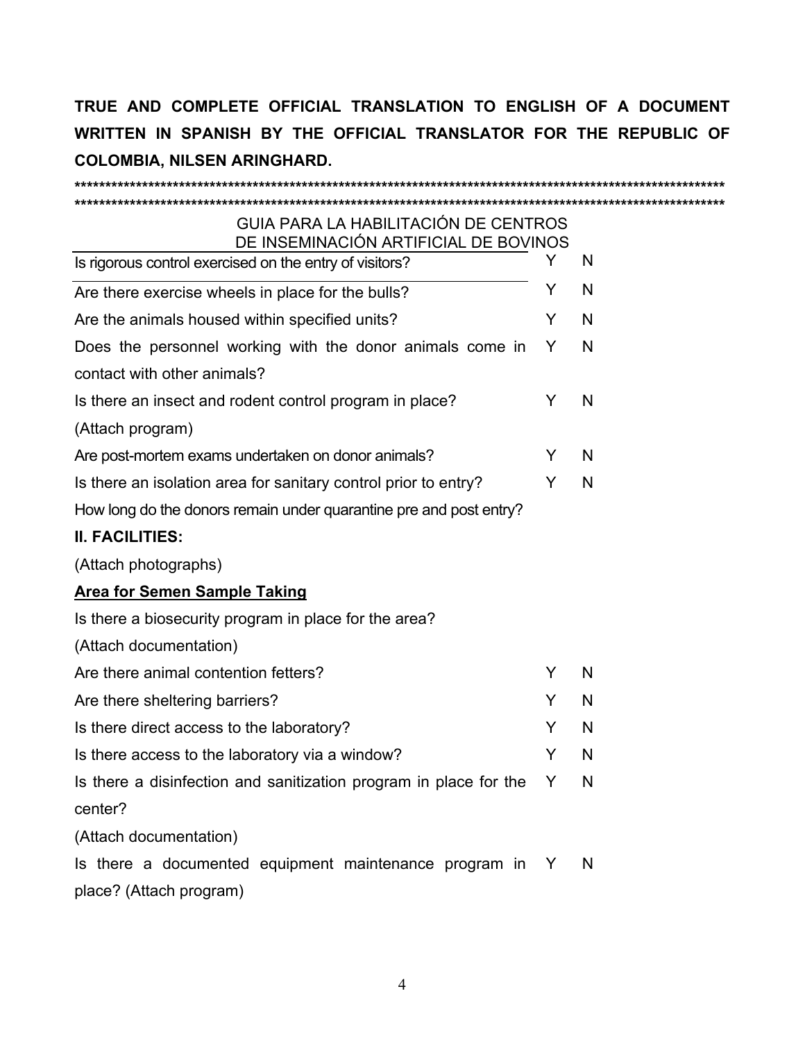**TRUE AND COMPLETE OFFICIAL TRANSLATION TO ENGLISH OF A DOCUMENT WRITTEN IN SPANISH BY THE OFFICIAL TRANSLATOR FOR THE REPUBLIC OF COLOMBIA, NILSEN ARINGHARD.**

****************************************************************************************************************
****************************************************************************************************************

GUIA PARA LA HABILITACIÓN DE CENTROS DE INSEMINACIÓN ARTIFICIAL DE BOVINOS

| | | |
|---|---|---|
| Is rigorous control exercised on the entry of visitors? | Y | N |
| Are there exercise wheels in place for the bulls? | Y | N |
| Are the animals housed within specified units? | Y | N |
| Does the personnel working with the donor animals come in contact with other animals? | Y | N |
| Is there an insect and rodent control program in place? (Attach program) | Y | N |
| Are post-mortem exams undertaken on donor animals? | Y | N |
| Is there an isolation area for sanitary control prior to entry? | Y | N |
| How long do the donors remain under quarantine pre and post entry? | | |

**II. FACILITIES:**

(Attach photographs)

**Area for Semen Sample Taking**

Is there a biosecurity program in place for the area?

(Attach documentation)

| | | |
|---|---|---|
| Are there animal contention fetters? | Y | N |
| Are there sheltering barriers? | Y | N |
| Is there direct access to the laboratory? | Y | N |
| Is there access to the laboratory via a window? | Y | N |
| Is there a disinfection and sanitization program in place for the center? (Attach documentation) | Y | N |
| Is there a documented equipment maintenance program in place? (Attach program) | Y | N |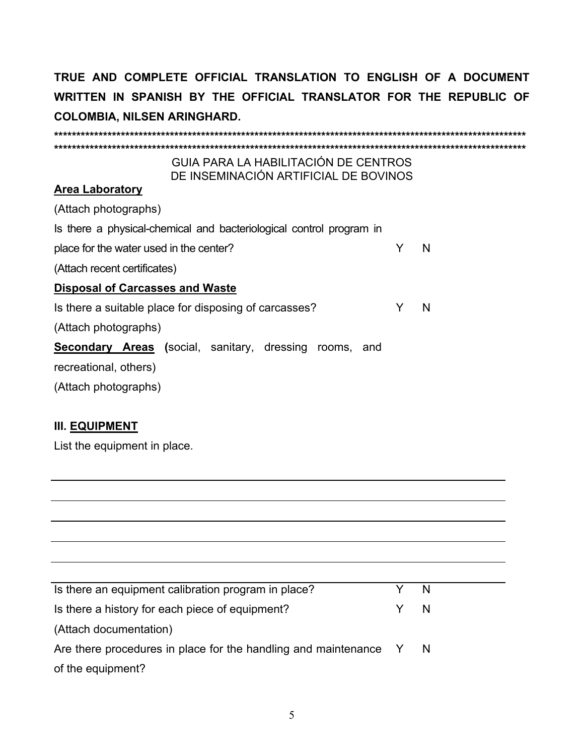**TRUE AND COMPLETE OFFICIAL TRANSLATION TO ENGLISH OF A DOCUMENT WRITTEN IN SPANISH BY THE OFFICIAL TRANSLATOR FOR THE REPUBLIC OF COLOMBIA, NILSEN ARINGHARD.**

****************************************************************************************************************
****************************************************************************************************************

GUIA PARA LA HABILITACIÓN DE CENTROS
DE INSEMINACIÓN ARTIFICIAL DE BOVINOS

**Area Laboratory**

(Attach photographs)

Is there a physical-chemical and bacteriological control program in place for the water used in the center? Y N

(Attach recent certificates)

**Disposal of Carcasses and Waste**

Is there a suitable place for disposing of carcasses? Y N

(Attach photographs)

**Secondary Areas** (social, sanitary, dressing rooms, and recreational, others)

(Attach photographs)

### III. EQUIPMENT

List the equipment in place.

\_\_\_\_\_\_\_\_\_\_\_\_\_\_\_\_\_\_\_\_\_\_\_\_\_\_\_\_\_\_\_\_\_\_\_\_\_\_\_\_\_\_\_\_\_\_\_\_\_\_\_\_\_\_\_\_

\_\_\_\_\_\_\_\_\_\_\_\_\_\_\_\_\_\_\_\_\_\_\_\_\_\_\_\_\_\_\_\_\_\_\_\_\_\_\_\_\_\_\_\_\_\_\_\_\_\_\_\_\_\_\_\_

\_\_\_\_\_\_\_\_\_\_\_\_\_\_\_\_\_\_\_\_\_\_\_\_\_\_\_\_\_\_\_\_\_\_\_\_\_\_\_\_\_\_\_\_\_\_\_\_\_\_\_\_\_\_\_\_

\_\_\_\_\_\_\_\_\_\_\_\_\_\_\_\_\_\_\_\_\_\_\_\_\_\_\_\_\_\_\_\_\_\_\_\_\_\_\_\_\_\_\_\_\_\_\_\_\_\_\_\_\_\_\_\_

\_\_\_\_\_\_\_\_\_\_\_\_\_\_\_\_\_\_\_\_\_\_\_\_\_\_\_\_\_\_\_\_\_\_\_\_\_\_\_\_\_\_\_\_\_\_\_\_\_\_\_\_\_\_\_\_

\_\_\_\_\_\_\_\_\_\_\_\_\_\_\_\_\_\_\_\_\_\_\_\_\_\_\_\_\_\_\_\_\_\_\_\_\_\_\_\_\_\_\_\_\_\_\_\_\_\_\_\_\_\_\_\_

Is there an equipment calibration program in place? Y N

Is there a history for each piece of equipment? Y N

(Attach documentation)

Are there procedures in place for the handling and maintenance of the equipment? Y N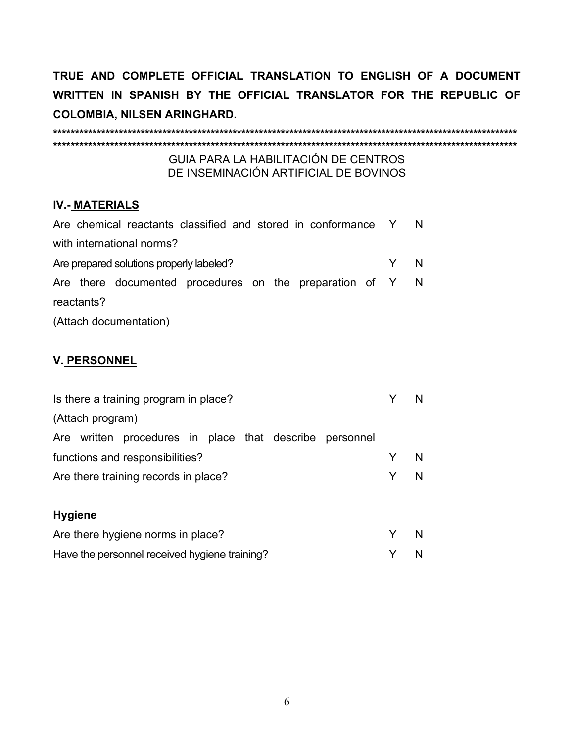**TRUE AND COMPLETE OFFICIAL TRANSLATION TO ENGLISH OF A DOCUMENT WRITTEN IN SPANISH BY THE OFFICIAL TRANSLATOR FOR THE REPUBLIC OF COLOMBIA, NILSEN ARINGHARD.**

*****************************************************************************************************************
*****************************************************************************************************************

GUIA PARA LA HABILITACIÓN DE CENTROS
DE INSEMINACIÓN ARTIFICIAL DE BOVINOS

## IV.- MATERIALS

| | | |
|---|---|---|
| Are chemical reactants classified and stored in conformance with international norms? | Y | N |
| Are prepared solutions properly labeled? | Y | N |
| Are there documented procedures on the preparation of reactants? | Y | N |

(Attach documentation)

## V. PERSONNEL

| | | |
|---|---|---|
| Is there a training program in place? | Y | N |
| (Attach program) | | |
| Are written procedures in place that describe personnel functions and responsibilities? | Y | N |
| Are there training records in place? | Y | N |

**Hygiene**

| | | |
|---|---|---|
| Are there hygiene norms in place? | Y | N |
| Have the personnel received hygiene training? | Y | N |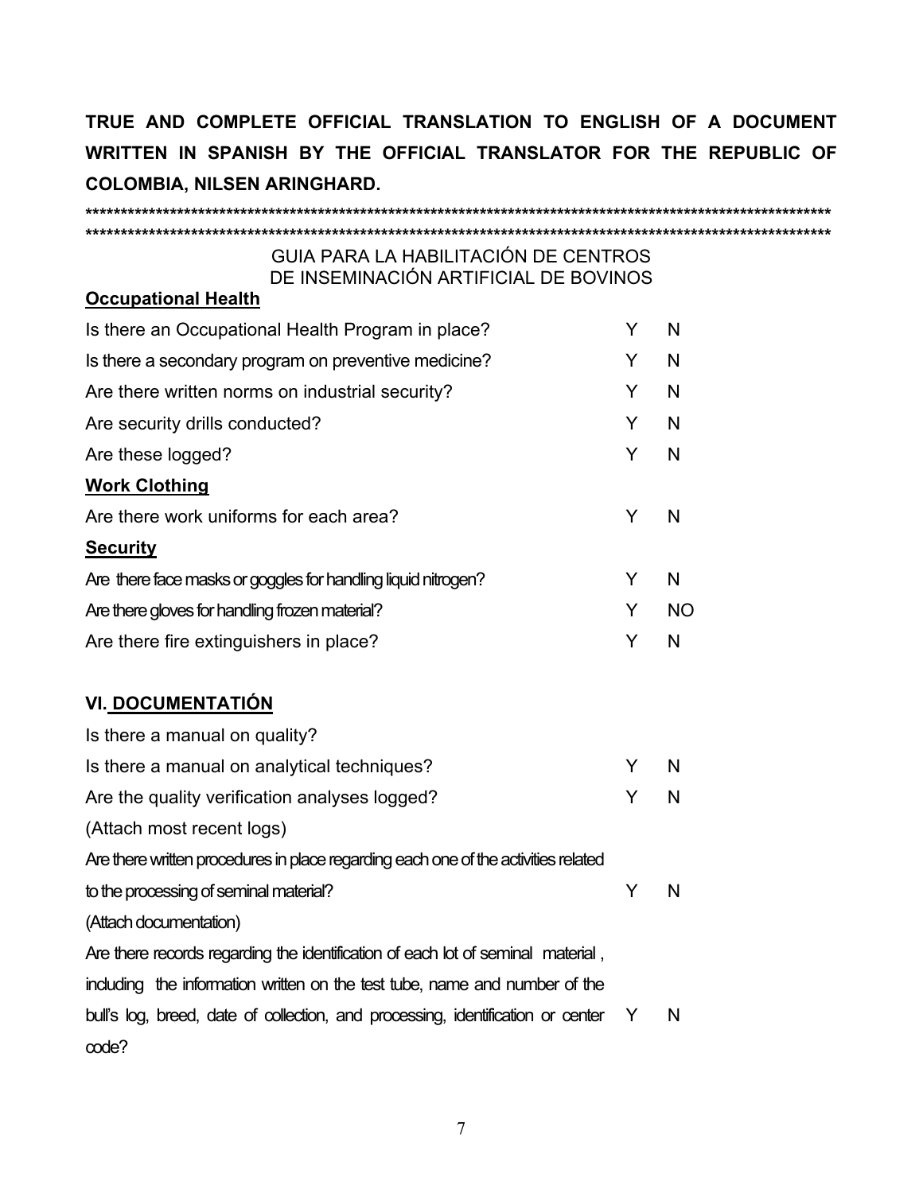**TRUE AND COMPLETE OFFICIAL TRANSLATION TO ENGLISH OF A DOCUMENT WRITTEN IN SPANISH BY THE OFFICIAL TRANSLATOR FOR THE REPUBLIC OF COLOMBIA, NILSEN ARINGHARD.**

*******************************************************************************************************************
*******************************************************************************************************************

GUIA PARA LA HABILITACIÓN DE CENTROS
DE INSEMINACIÓN ARTIFICIAL DE BOVINOS

**Occupational Health**

| | | |
|---|---|---|
| Is there an Occupational Health Program in place? | Y | N |
| Is there a secondary program on preventive medicine? | Y | N |
| Are there written norms on industrial security? | Y | N |
| Are security drills conducted? | Y | N |
| Are these logged? | Y | N |

**Work Clothing**

| | | |
|---|---|---|
| Are there work uniforms for each area? | Y | N |

**Security**

| | | |
|---|---|---|
| Are there face masks or goggles for handling liquid nitrogen? | Y | N |
| Are there gloves for handling frozen material? | Y | NO |
| Are there fire extinguishers in place? | Y | N |

## VI. DOCUMENTATIÓN

| | | |
|---|---|---|
| Is there a manual on quality? | | |
| Is there a manual on analytical techniques? | Y | N |
| Are the quality verification analyses logged? (Attach most recent logs) | Y | N |
| Are there written procedures in place regarding each one of the activities related to the processing of seminal material? (Attach documentation) | Y | N |
| Are there records regarding the identification of each lot of seminal material, including the information written on the test tube, name and number of the bull's log, breed, date of collection, and processing, identification or center code? | Y | N |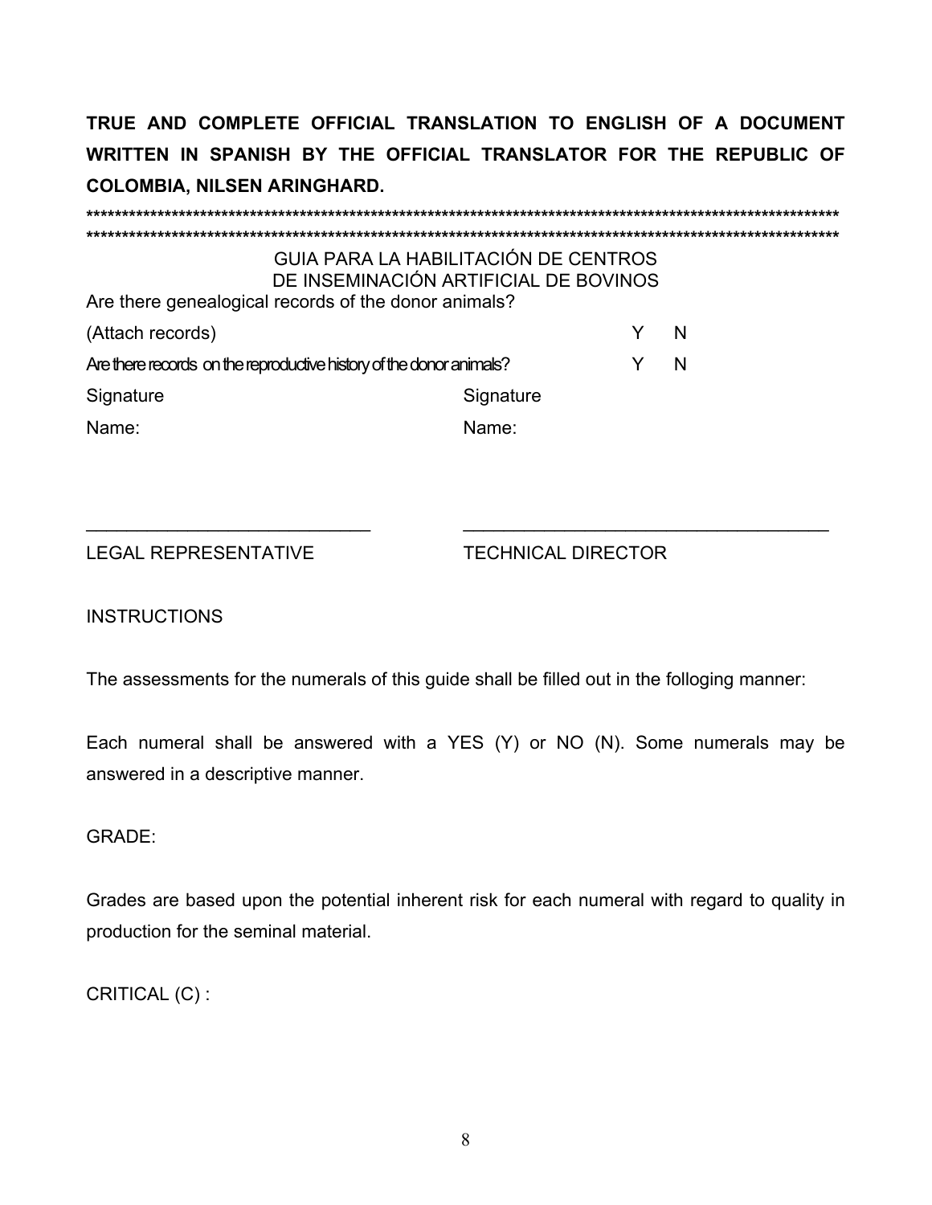**TRUE AND COMPLETE OFFICIAL TRANSLATION TO ENGLISH OF A DOCUMENT WRITTEN IN SPANISH BY THE OFFICIAL TRANSLATOR FOR THE REPUBLIC OF COLOMBIA, NILSEN ARINGHARD.**

******************************************************************************************************************
******************************************************************************************************************

GUIA PARA LA HABILITACIÓN DE CENTROS
DE INSEMINACIÓN ARTIFICIAL DE BOVINOS

Are there genealogical records of the donor animals?

| | | |
|---|---|---|
| (Attach records) | Y | N |
| Are there records on the reproductive history of the donor animals? | Y | N |

| | |
|---|---|
| Signature | Signature |
| Name: | Name: |
| ____________________________ | ____________________________________ |
| LEGAL REPRESENTATIVE | TECHNICAL DIRECTOR |

INSTRUCTIONS

The assessments for the numerals of this guide shall be filled out in the folloging manner:

Each numeral shall be answered with a YES (Y) or NO (N). Some numerals may be answered in a descriptive manner.

GRADE:

Grades are based upon the potential inherent risk for each numeral with regard to quality in production for the seminal material.

CRITICAL (C) :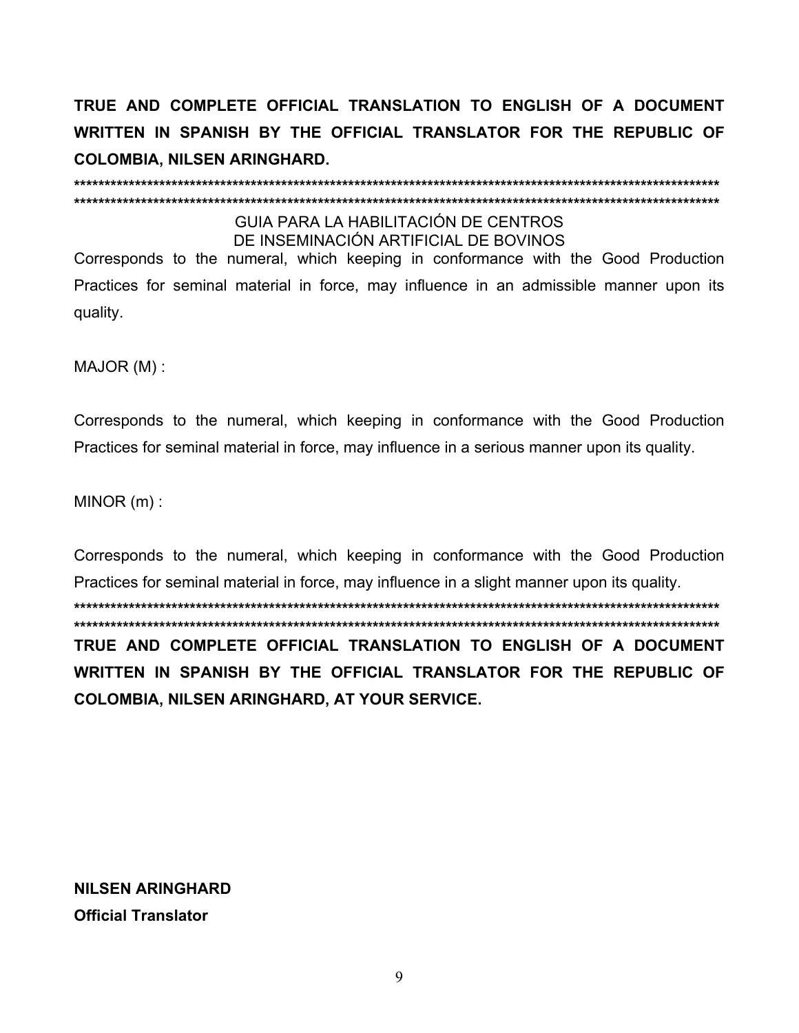**TRUE AND COMPLETE OFFICIAL TRANSLATION TO ENGLISH OF A DOCUMENT WRITTEN IN SPANISH BY THE OFFICIAL TRANSLATOR FOR THE REPUBLIC OF COLOMBIA, NILSEN ARINGHARD.**

**************************************************************************************************************
**************************************************************************************************************

GUIA PARA LA HABILITACIÓN DE CENTROS
DE INSEMINACIÓN ARTIFICIAL DE BOVINOS

Corresponds to the numeral, which keeping in conformance with the Good Production Practices for seminal material in force, may influence in an admissible manner upon its quality.

MAJOR (M) :

Corresponds to the numeral, which keeping in conformance with the Good Production Practices for seminal material in force, may influence in a serious manner upon its quality.

MINOR (m) :

Corresponds to the numeral, which keeping in conformance with the Good Production Practices for seminal material in force, may influence in a slight manner upon its quality.

**************************************************************************************************************
**************************************************************************************************************

**TRUE AND COMPLETE OFFICIAL TRANSLATION TO ENGLISH OF A DOCUMENT WRITTEN IN SPANISH BY THE OFFICIAL TRANSLATOR FOR THE REPUBLIC OF COLOMBIA, NILSEN ARINGHARD, AT YOUR SERVICE.**

**NILSEN ARINGHARD**
**Official Translator**